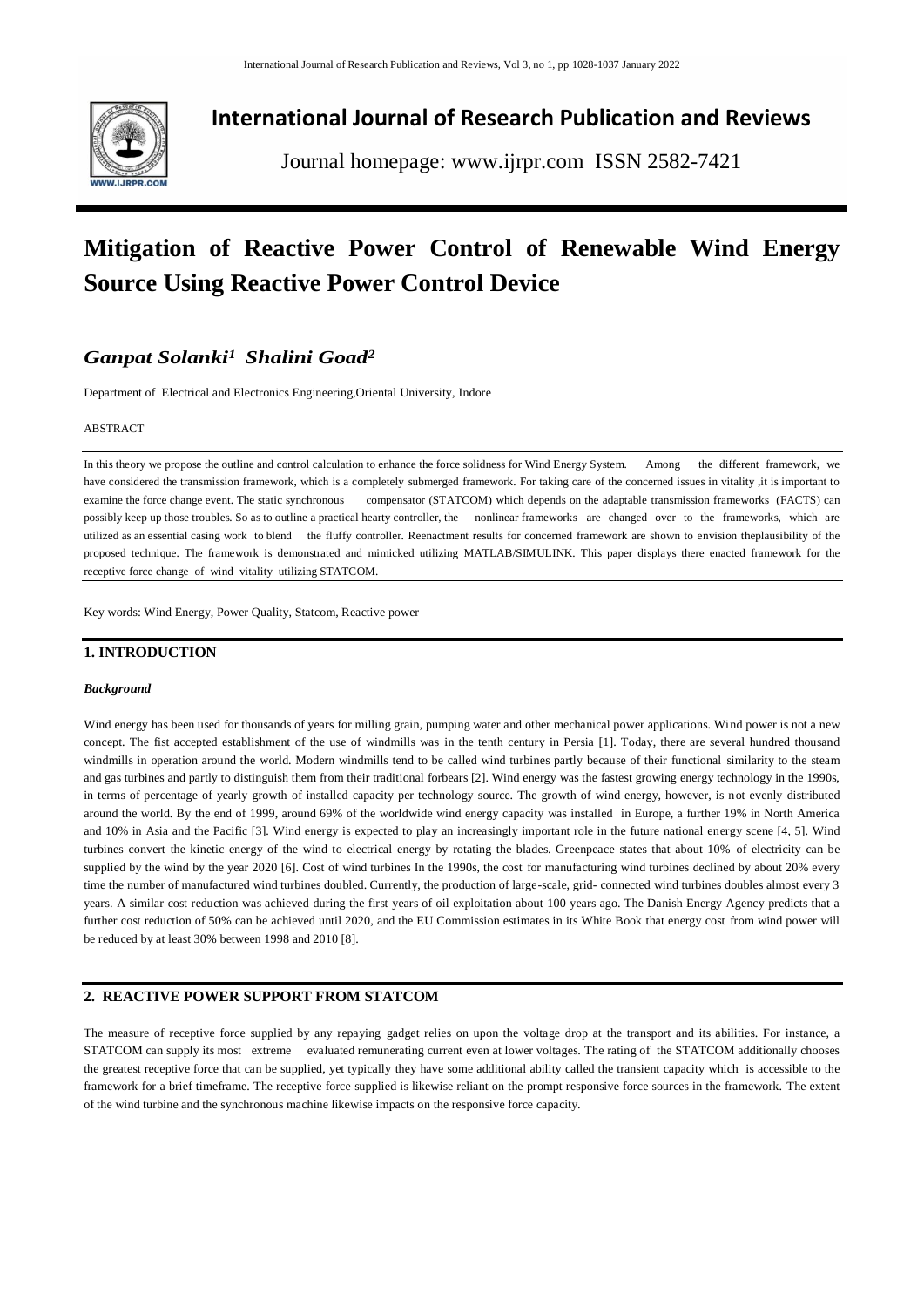# International Journal of Research Publication and Reviews

Journal homepage: www.ijrpr.com ISSN 2582-7421

# Mitigation of Reactive Power Control of Renewable Wind Energy Source Using Reactive Power Control Device

***Ganpat Solanki[1] Shalini Goad[2]***

Department of Electrical and Electronics Engineering,Oriental University, Indore

ABSTRACT

In this theory we propose the outline and control calculation to enhance the force solidness for Wind Energy System. Among the different framework, we have considered the transmission framework, which is a completely submerged framework. For taking care of the concerned issues in vitality ,it is important to examine the force change event. The static synchronous compensator (STATCOM) which depends on the adaptable transmission frameworks (FACTS) can possibly keep up those troubles. So as to outline a practical hearty controller, the nonlinear frameworks are changed over to the frameworks, which are utilized as an essential casing work to blend the fluffy controller. Reenactment results for concerned framework are shown to envision theplausibility of the proposed technique. The framework is demonstrated and mimicked utilizing MATLAB/SIMULINK. This paper displays there enacted framework for the receptive force change of wind vitality utilizing STATCOM.

Key words: Wind Energy, Power Quality, Statcom, Reactive power

## 1. INTRODUCTION

### *Background*

Wind energy has been used for thousands of years for milling grain, pumping water and other mechanical power applications. Wind power is not a new concept. The fist accepted establishment of the use of windmills was in the tenth century in Persia [1]. Today, there are several hundred thousand windmills in operation around the world. Modern windmills tend to be called wind turbines partly because of their functional similarity to the steam and gas turbines and partly to distinguish them from their traditional forbears [2]. Wind energy was the fastest growing energy technology in the 1990s, in terms of percentage of yearly growth of installed capacity per technology source. The growth of wind energy, however, is not evenly distributed around the world. By the end of 1999, around 69% of the worldwide wind energy capacity was installed in Europe, a further 19% in North America and 10% in Asia and the Pacific [3]. Wind energy is expected to play an increasingly important role in the future national energy scene [4, 5]. Wind turbines convert the kinetic energy of the wind to electrical energy by rotating the blades. Greenpeace states that about 10% of electricity can be supplied by the wind by the year 2020 [6]. Cost of wind turbines In the 1990s, the cost for manufacturing wind turbines declined by about 20% every time the number of manufactured wind turbines doubled. Currently, the production of large-scale, grid- connected wind turbines doubles almost every 3 years. A similar cost reduction was achieved during the first years of oil exploitation about 100 years ago. The Danish Energy Agency predicts that a further cost reduction of 50% can be achieved until 2020, and the EU Commission estimates in its White Book that energy cost from wind power will be reduced by at least 30% between 1998 and 2010 [8].

## 2. REACTIVE POWER SUPPORT FROM STATCOM

The measure of receptive force supplied by any repaying gadget relies on upon the voltage drop at the transport and its abilities. For instance, a STATCOM can supply its most extreme evaluated remunerating current even at lower voltages. The rating of the STATCOM additionally chooses the greatest receptive force that can be supplied, yet typically they have some additional ability called the transient capacity which is accessible to the framework for a brief timeframe. The receptive force supplied is likewise reliant on the prompt responsive force sources in the framework. The extent of the wind turbine and the synchronous machine likewise impacts on the responsive force capacity.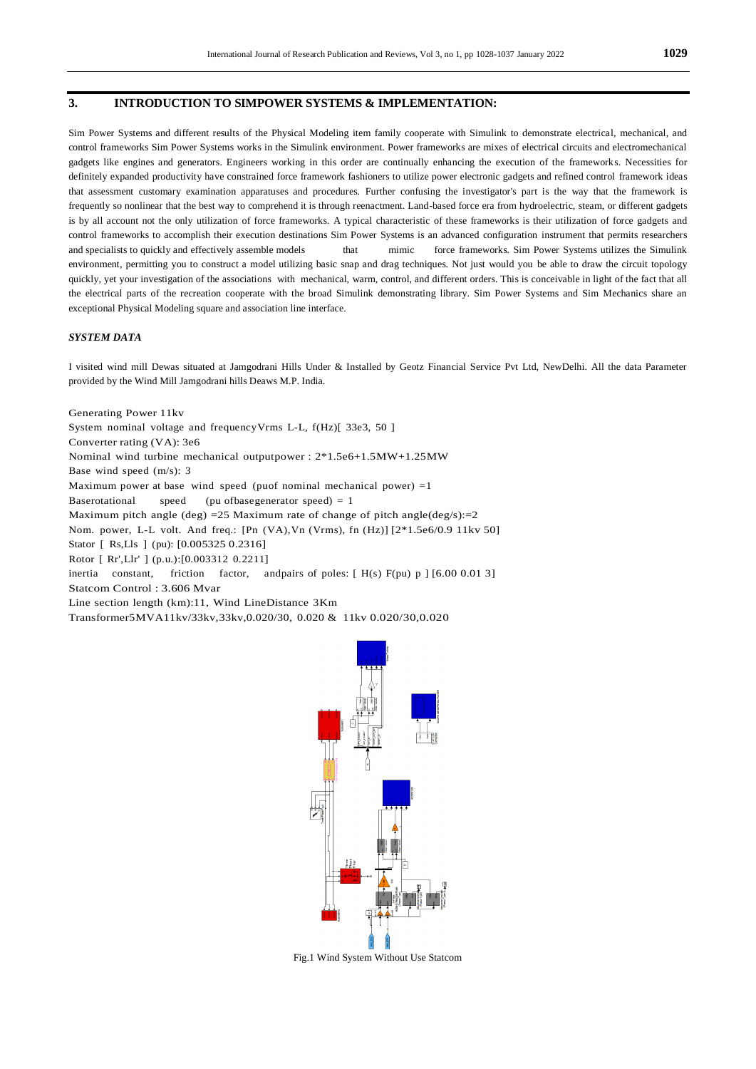## 3. INTRODUCTION TO SIMPOWER SYSTEMS & IMPLEMENTATION:

Sim Power Systems and different results of the Physical Modeling item family cooperate with Simulink to demonstrate electrical, mechanical, and control frameworks Sim Power Systems works in the Simulink environment. Power frameworks are mixes of electrical circuits and electromechanical gadgets like engines and generators. Engineers working in this order are continually enhancing the execution of the frameworks. Necessities for definitely expanded productivity have constrained force framework fashioners to utilize power electronic gadgets and refined control framework ideas that assessment customary examination apparatuses and procedures. Further confusing the investigator's part is the way that the framework is frequently so nonlinear that the best way to comprehend it is through reenactment. Land-based force era from hydroelectric, steam, or different gadgets is by all account not the only utilization of force frameworks. A typical characteristic of these frameworks is their utilization of force gadgets and control frameworks to accomplish their execution destinations Sim Power Systems is an advanced configuration instrument that permits researchers and specialists to quickly and effectively assemble models that mimic force frameworks. Sim Power Systems utilizes the Simulink environment, permitting you to construct a model utilizing basic snap and drag techniques. Not just would you be able to draw the circuit topology quickly, yet your investigation of the associations with mechanical, warm, control, and different orders. This is conceivable in light of the fact that all the electrical parts of the recreation cooperate with the broad Simulink demonstrating library. Sim Power Systems and Sim Mechanics share an exceptional Physical Modeling square and association line interface.

### *SYSTEM DATA*

I visited wind mill Dewas situated at Jamgodrani Hills Under & Installed by Geotz Financial Service Pvt Ltd, NewDelhi. All the data Parameter provided by the Wind Mill Jamgodrani hills Deaws M.P. India.

Generating Power 11kv
System nominal voltage and frequencyVrms L-L, f(Hz)[ 33e3, 50 ]
Converter rating (VA): 3e6
Nominal wind turbine mechanical outputpower : 2*1.5e6+1.5MW+1.25MW
Base wind speed (m/s): 3
Maximum power at base wind speed (puof nominal mechanical power) =1
Baserotational speed (pu ofbasegenerator speed) = 1
Maximum pitch angle (deg) =25 Maximum rate of change of pitch angle(deg/s):=2
Nom. power, L-L volt. And freq.: [Pn (VA),Vn (Vrms), fn (Hz)] [2*1.5e6/0.9 11kv 50]
Stator [ Rs,Lls ] (pu): [0.005325 0.2316]
Rotor [ Rr',Llr' ] (p.u.):[0.003312 0.2211]
inertia constant, friction factor, andpairs of poles: [ H(s) F(pu) p ] [6.00 0.01 3]
Statcom Control : 3.606 Mvar
Line section length (km):11, Wind LineDistance 3Km
Transformer5MVA11kv/33kv,33kv,0.020/30, 0.020 & 11kv 0.020/30,0.020

Fig.1 Wind System Without Use Statcom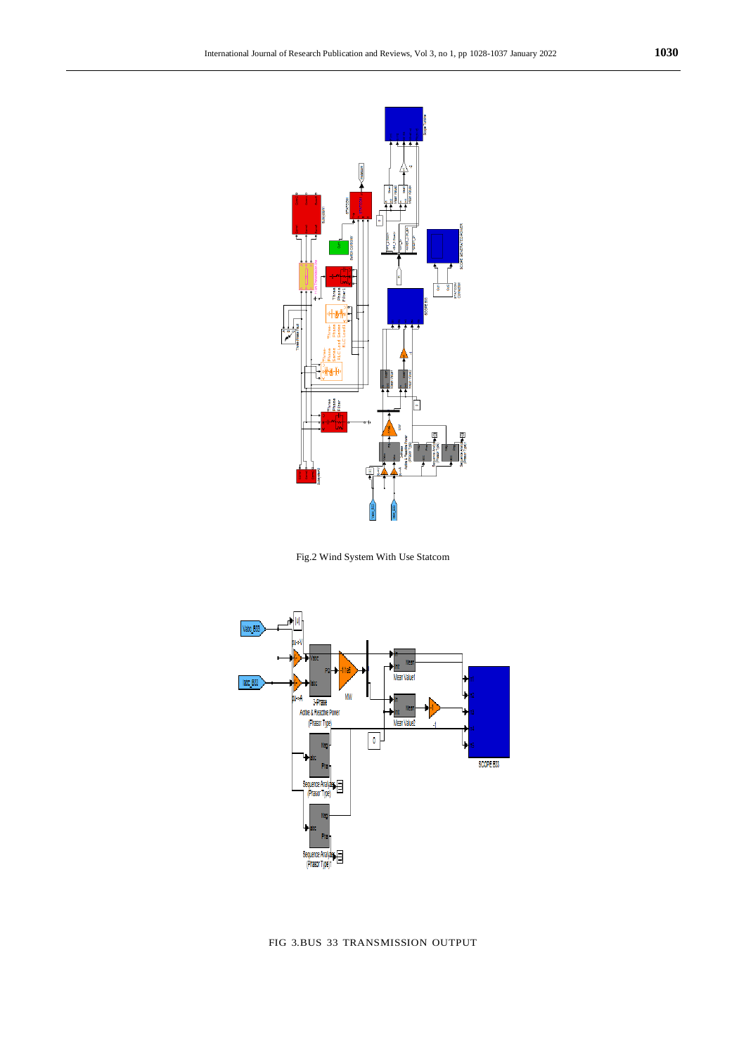Fig.2 Wind System With Use Statcom

FIG 3.BUS 33 TRANSMISSION OUTPUT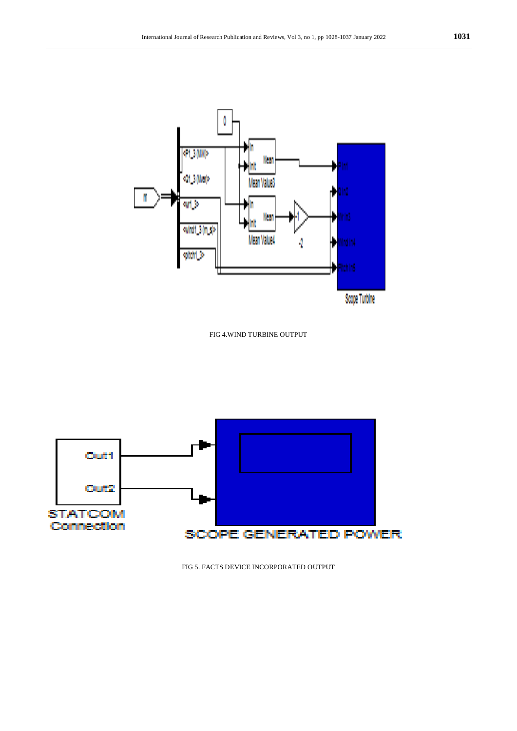FIG 4.WIND TURBINE OUTPUT

FIG 5. FACTS DEVICE INCORPORATED OUTPUT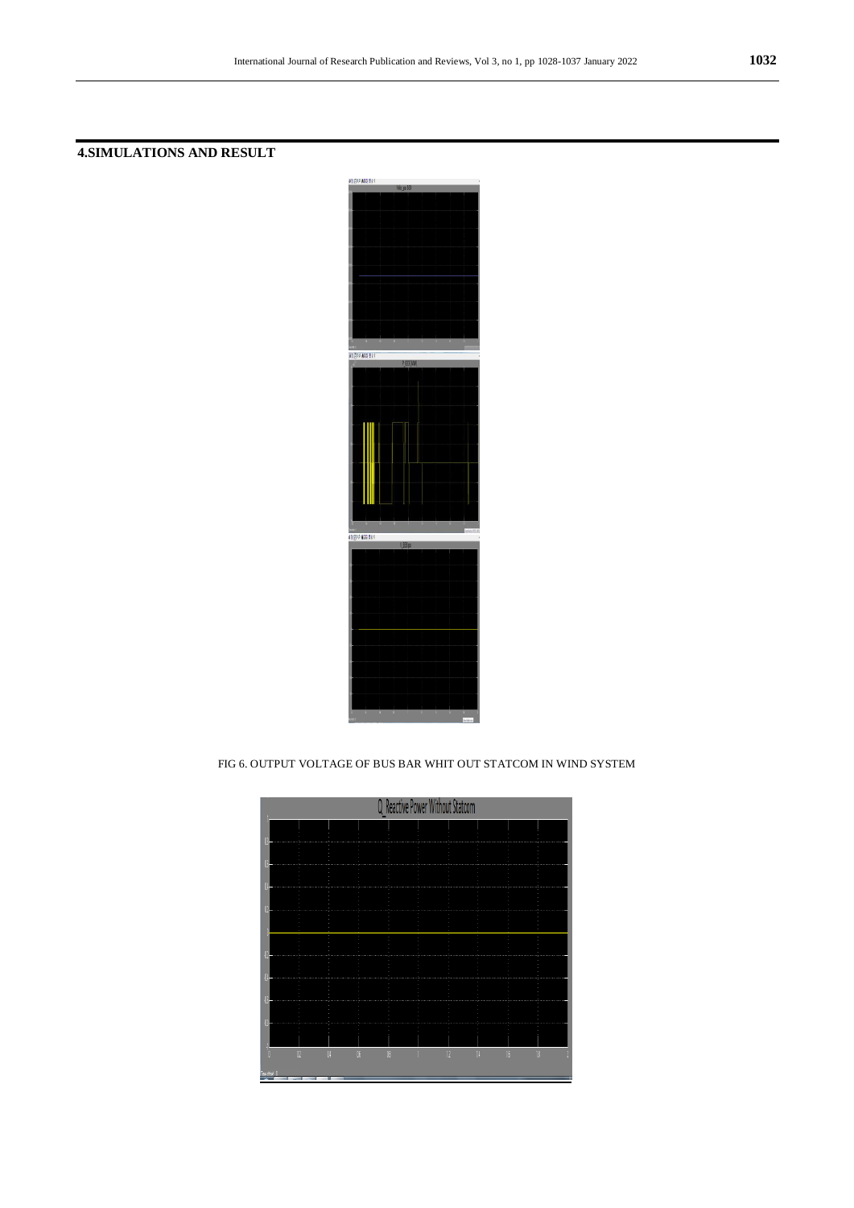## 4.SIMULATIONS AND RESULT

FIG 6. OUTPUT VOLTAGE OF BUS BAR WHIT OUT STATCOM IN WIND SYSTEM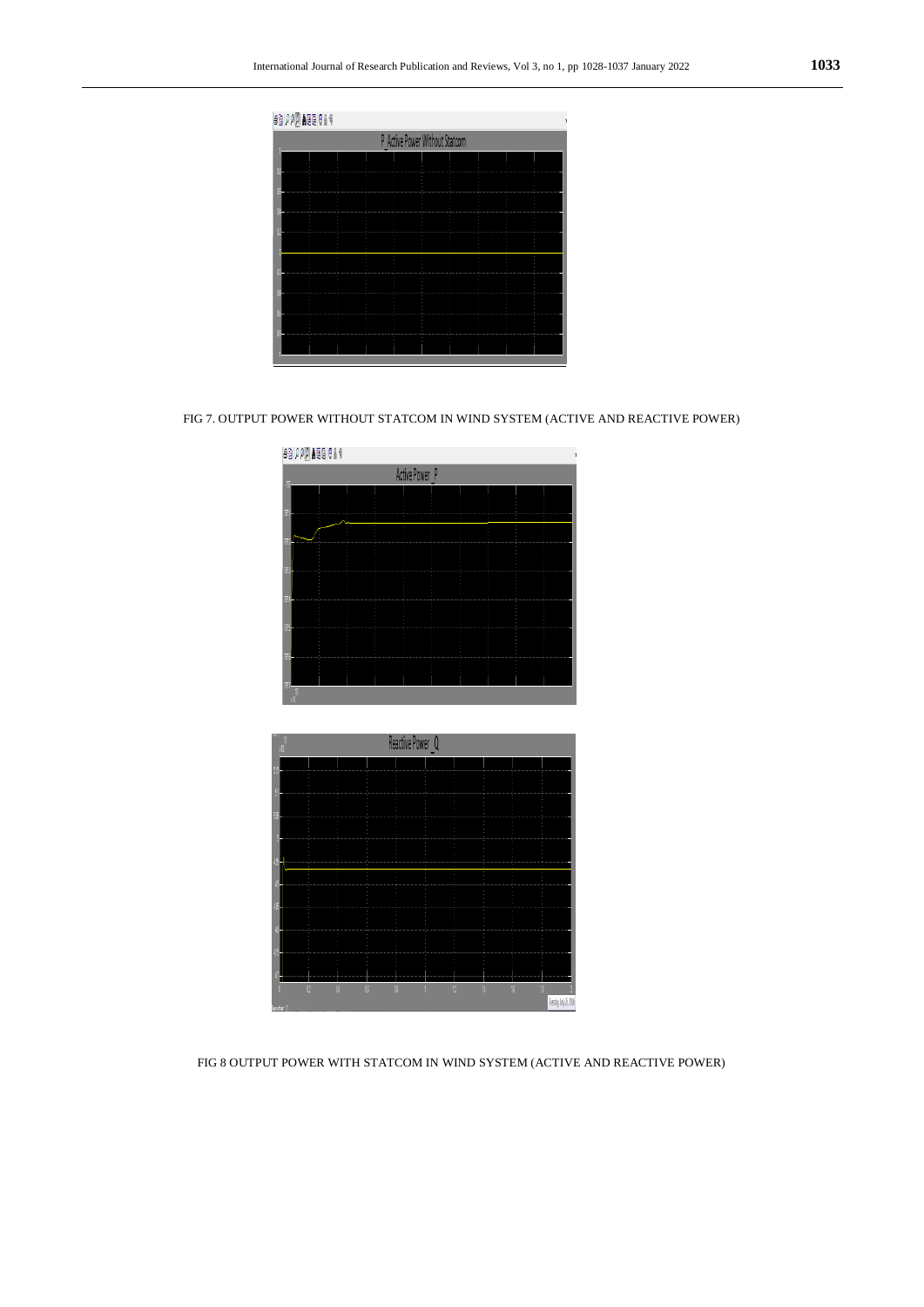FIG 7. OUTPUT POWER WITHOUT STATCOM IN WIND SYSTEM (ACTIVE AND REACTIVE POWER)

FIG 8 OUTPUT POWER WITH STATCOM IN WIND SYSTEM (ACTIVE AND REACTIVE POWER)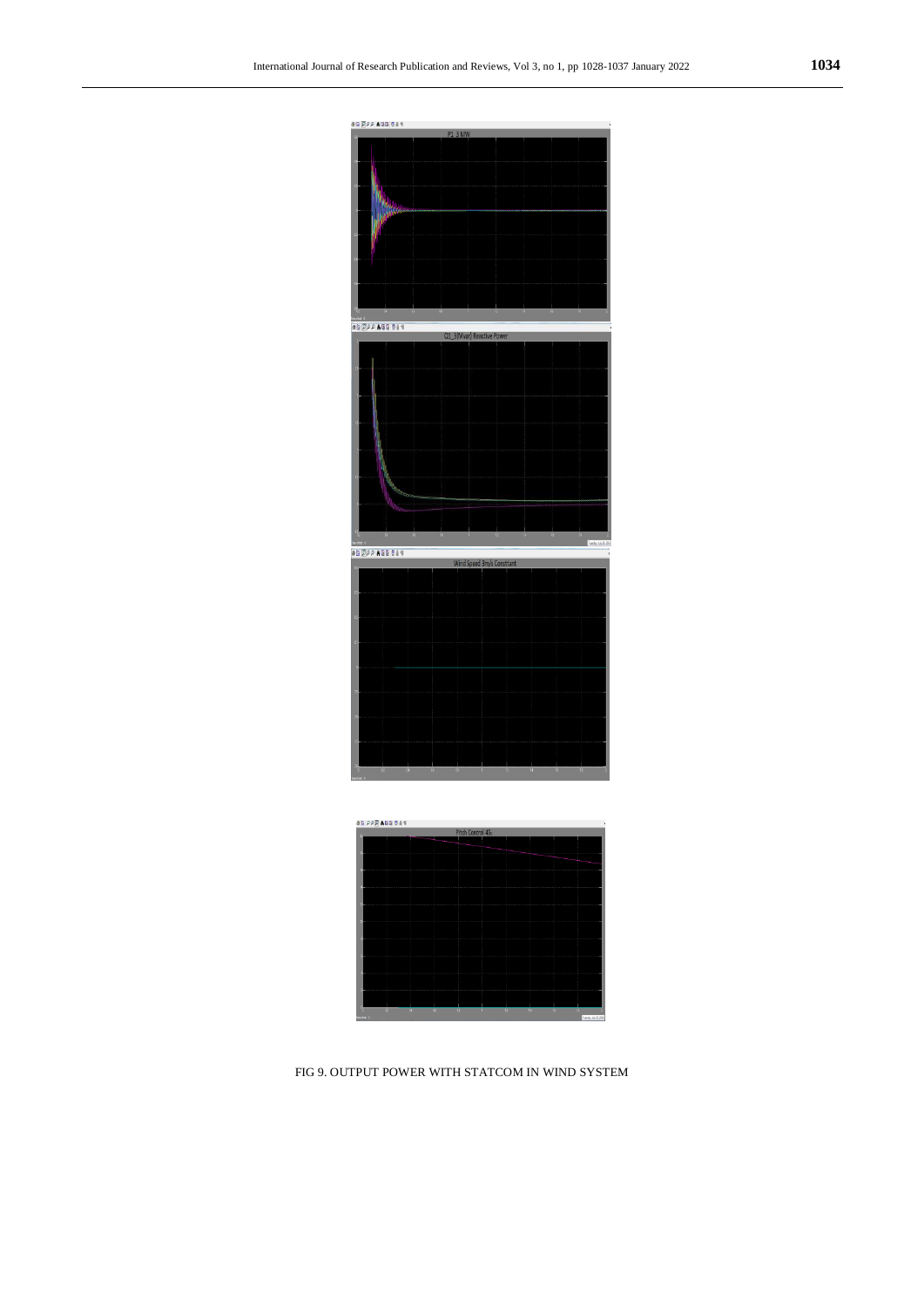FIG 9. OUTPUT POWER WITH STATCOM IN WIND SYSTEM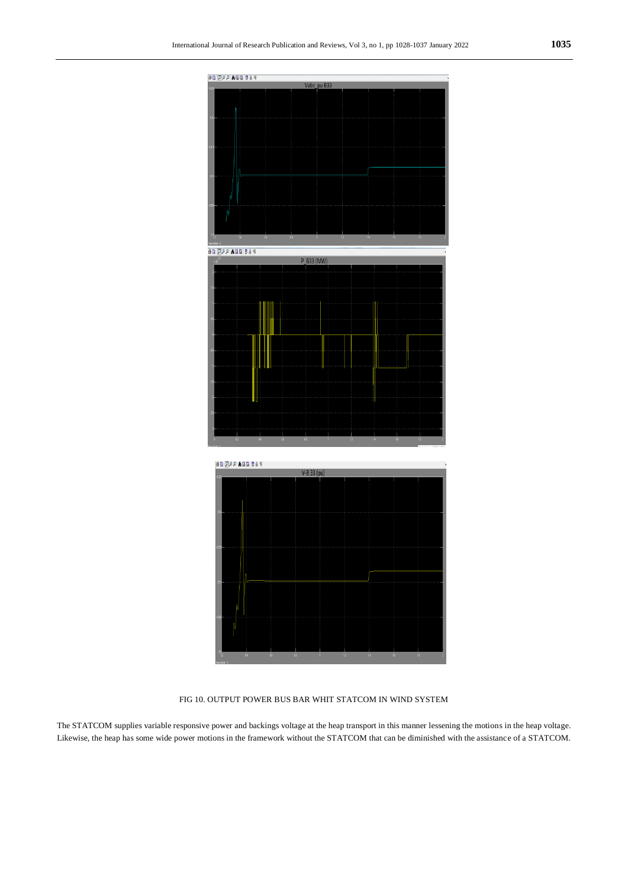FIG 10. OUTPUT POWER BUS BAR WHIT STATCOM IN WIND SYSTEM

The STATCOM supplies variable responsive power and backings voltage at the heap transport in this manner lessening the motions in the heap voltage. Likewise, the heap has some wide power motions in the framework without the STATCOM that can be diminished with the assistance of a STATCOM.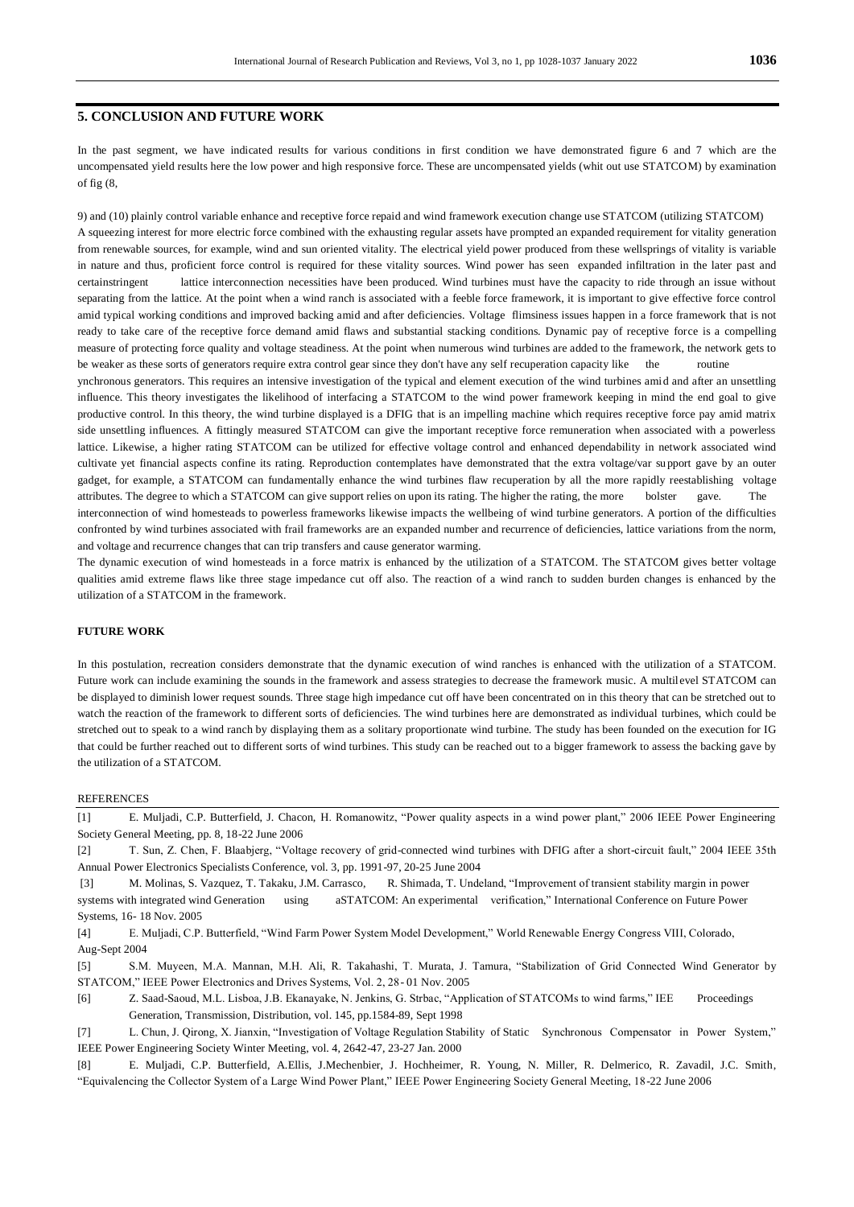## 5. CONCLUSION AND FUTURE WORK

In the past segment, we have indicated results for various conditions in first condition we have demonstrated figure 6 and 7 which are the uncompensated yield results here the low power and high responsive force. These are uncompensated yields (whit out use STATCOM) by examination of fig (8,

9) and (10) plainly control variable enhance and receptive force repaid and wind framework execution change use STATCOM (utilizing STATCOM)

A squeezing interest for more electric force combined with the exhausting regular assets have prompted an expanded requirement for vitality generation from renewable sources, for example, wind and sun oriented vitality. The electrical yield power produced from these wellsprings of vitality is variable in nature and thus, proficient force control is required for these vitality sources. Wind power has seen expanded infiltration in the later past and certainstringent lattice interconnection necessities have been produced. Wind turbines must have the capacity to ride through an issue without separating from the lattice. At the point when a wind ranch is associated with a feeble force framework, it is important to give effective force control amid typical working conditions and improved backing amid and after deficiencies. Voltage flimsiness issues happen in a force framework that is not ready to take care of the receptive force demand amid flaws and substantial stacking conditions. Dynamic pay of receptive force is a compelling measure of protecting force quality and voltage steadiness. At the point when numerous wind turbines are added to the framework, the network gets to be weaker as these sorts of generators require extra control gear since they don't have any self recuperation capacity like the routine ynchronous generators. This requires an intensive investigation of the typical and element execution of the wind turbines amid and after an unsettling influence. This theory investigates the likelihood of interfacing a STATCOM to the wind power framework keeping in mind the end goal to give productive control. In this theory, the wind turbine displayed is a DFIG that is an impelling machine which requires receptive force pay amid matrix side unsettling influences. A fittingly measured STATCOM can give the important receptive force remuneration when associated with a powerless lattice. Likewise, a higher rating STATCOM can be utilized for effective voltage control and enhanced dependability in network associated wind cultivate yet financial aspects confine its rating. Reproduction contemplates have demonstrated that the extra voltage/var support gave by an outer gadget, for example, a STATCOM can fundamentally enhance the wind turbines flaw recuperation by all the more rapidly reestablishing voltage attributes. The degree to which a STATCOM can give support relies on upon its rating. The higher the rating, the more bolster gave. The interconnection of wind homesteads to powerless frameworks likewise impacts the wellbeing of wind turbine generators. A portion of the difficulties confronted by wind turbines associated with frail frameworks are an expanded number and recurrence of deficiencies, lattice variations from the norm, and voltage and recurrence changes that can trip transfers and cause generator warming.

The dynamic execution of wind homesteads in a force matrix is enhanced by the utilization of a STATCOM. The STATCOM gives better voltage qualities amid extreme flaws like three stage impedance cut off also. The reaction of a wind ranch to sudden burden changes is enhanced by the utilization of a STATCOM in the framework.

### FUTURE WORK

In this postulation, recreation considers demonstrate that the dynamic execution of wind ranches is enhanced with the utilization of a STATCOM. Future work can include examining the sounds in the framework and assess strategies to decrease the framework music. A multilevel STATCOM can be displayed to diminish lower request sounds. Three stage high impedance cut off have been concentrated on in this theory that can be stretched out to watch the reaction of the framework to different sorts of deficiencies. The wind turbines here are demonstrated as individual turbines, which could be stretched out to speak to a wind ranch by displaying them as a solitary proportionate wind turbine. The study has been founded on the execution for IG that could be further reached out to different sorts of wind turbines. This study can be reached out to a bigger framework to assess the backing gave by the utilization of a STATCOM.

REFERENCES

[1] E. Muljadi, C.P. Butterfield, J. Chacon, H. Romanowitz, "Power quality aspects in a wind power plant," 2006 IEEE Power Engineering Society General Meeting, pp. 8, 18-22 June 2006

[2] T. Sun, Z. Chen, F. Blaabjerg, "Voltage recovery of grid-connected wind turbines with DFIG after a short-circuit fault," 2004 IEEE 35th Annual Power Electronics Specialists Conference, vol. 3, pp. 1991-97, 20-25 June 2004

[3] M. Molinas, S. Vazquez, T. Takaku, J.M. Carrasco, R. Shimada, T. Undeland, "Improvement of transient stability margin in power systems with integrated wind Generation using aSTATCOM: An experimental verification," International Conference on Future Power Systems, 16- 18 Nov. 2005

[4] E. Muljadi, C.P. Butterfield, "Wind Farm Power System Model Development," World Renewable Energy Congress VIII, Colorado, Aug-Sept 2004

[5] S.M. Muyeen, M.A. Mannan, M.H. Ali, R. Takahashi, T. Murata, J. Tamura, "Stabilization of Grid Connected Wind Generator by STATCOM," IEEE Power Electronics and Drives Systems, Vol. 2, 28- 01 Nov. 2005

[6] Z. Saad-Saoud, M.L. Lisboa, J.B. Ekanayake, N. Jenkins, G. Strbac, "Application of STATCOMs to wind farms," IEE Proceedings Generation, Transmission, Distribution, vol. 145, pp.1584-89, Sept 1998

[7] L. Chun, J. Qirong, X. Jianxin, "Investigation of Voltage Regulation Stability of Static Synchronous Compensator in Power System," IEEE Power Engineering Society Winter Meeting, vol. 4, 2642-47, 23-27 Jan. 2000

[8] E. Muljadi, C.P. Butterfield, A.Ellis, J.Mechenbier, J. Hochheimer, R. Young, N. Miller, R. Delmerico, R. Zavadil, J.C. Smith, "Equivalencing the Collector System of a Large Wind Power Plant," IEEE Power Engineering Society General Meeting, 18-22 June 2006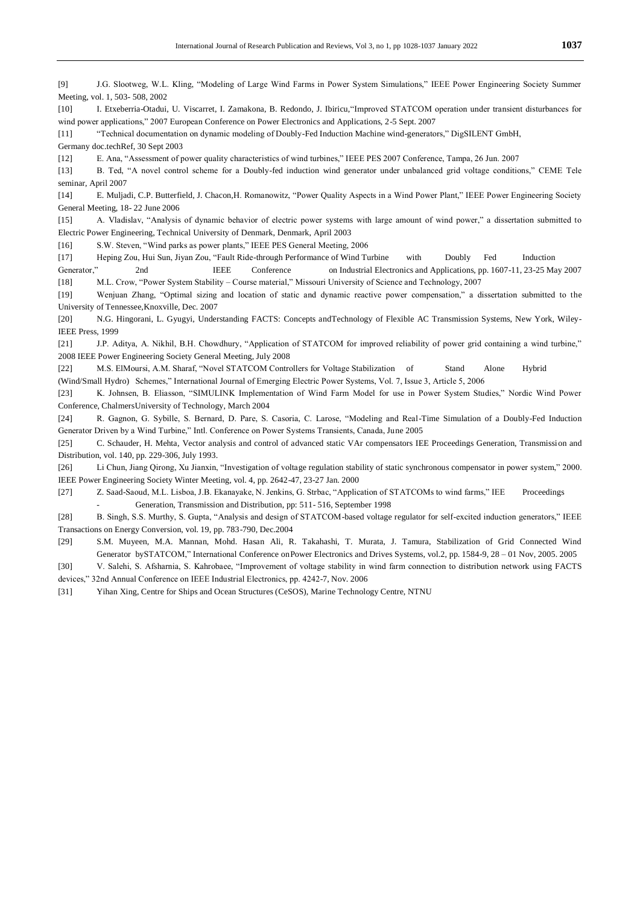[9] J.G. Slootweg, W.L. Kling, “Modeling of Large Wind Farms in Power System Simulations,” IEEE Power Engineering Society Summer Meeting, vol. 1, 503- 508, 2002

[10] I. Etxeberria-Otadui, U. Viscarret, I. Zamakona, B. Redondo, J. Ibiricu,“Improved STATCOM operation under transient disturbances for wind power applications,” 2007 European Conference on Power Electronics and Applications, 2-5 Sept. 2007

[11] “Technical documentation on dynamic modeling of Doubly-Fed Induction Machine wind-generators,” DigSILENT GmbH, Germany doc.techRef, 30 Sept 2003

[12] E. Ana, “Assessment of power quality characteristics of wind turbines,” IEEE PES 2007 Conference, Tampa, 26 Jun. 2007

[13] B. Ted, “A novel control scheme for a Doubly-fed induction wind generator under unbalanced grid voltage conditions,” CEME Tele seminar, April 2007

[14] E. Muljadi, C.P. Butterfield, J. Chacon,H. Romanowitz, “Power Quality Aspects in a Wind Power Plant,” IEEE Power Engineering Society General Meeting, 18- 22 June 2006

[15] A. Vladislav, “Analysis of dynamic behavior of electric power systems with large amount of wind power,” a dissertation submitted to Electric Power Engineering, Technical University of Denmark, Denmark, April 2003

[16] S.W. Steven, “Wind parks as power plants,” IEEE PES General Meeting, 2006

[17] Heping Zou, Hui Sun, Jiyan Zou, “Fault Ride-through Performance of Wind Turbine with Doubly Fed Induction Generator,” 2nd IEEE Conference on Industrial Electronics and Applications, pp. 1607-11, 23-25 May 2007

[18] M.L. Crow, “Power System Stability – Course material,” Missouri University of Science and Technology, 2007

[19] Wenjuan Zhang, “Optimal sizing and location of static and dynamic reactive power compensation,” a dissertation submitted to the University of Tennessee,Knoxville, Dec. 2007

[20] N.G. Hingorani, L. Gyugyi, Understanding FACTS: Concepts andTechnology of Flexible AC Transmission Systems, New York, Wiley-IEEE Press, 1999

[21] J.P. Aditya, A. Nikhil, B.H. Chowdhury, “Application of STATCOM for improved reliability of power grid containing a wind turbine,” 2008 IEEE Power Engineering Society General Meeting, July 2008

[22] M.S. ElMoursi, A.M. Sharaf, “Novel STATCOM Controllers for Voltage Stabilization of Stand Alone Hybrid (Wind/Small Hydro) Schemes,” International Journal of Emerging Electric Power Systems, Vol. 7, Issue 3, Article 5, 2006

[23] K. Johnsen, B. Eliasson, “SIMULINK Implementation of Wind Farm Model for use in Power System Studies,” Nordic Wind Power Conference, ChalmersUniversity of Technology, March 2004

[24] R. Gagnon, G. Sybille, S. Bernard, D. Pare, S. Casoria, C. Larose, “Modeling and Real-Time Simulation of a Doubly-Fed Induction Generator Driven by a Wind Turbine,” Intl. Conference on Power Systems Transients, Canada, June 2005

[25] C. Schauder, H. Mehta, Vector analysis and control of advanced static VAr compensators IEE Proceedings Generation, Transmission and Distribution, vol. 140, pp. 229-306, July 1993.

[26] Li Chun, Jiang Qirong, Xu Jianxin, “Investigation of voltage regulation stability of static synchronous compensator in power system,” 2000. IEEE Power Engineering Society Winter Meeting, vol. 4, pp. 2642-47, 23-27 Jan. 2000

[27] Z. Saad-Saoud, M.L. Lisboa, J.B. Ekanayake, N. Jenkins, G. Strbac, “Application of STATCOMs to wind farms,” IEE Proceedings - Generation, Transmission and Distribution, pp: 511- 516, September 1998

[28] B. Singh, S.S. Murthy, S. Gupta, “Analysis and design of STATCOM-based voltage regulator for self-excited induction generators,” IEEE Transactions on Energy Conversion, vol. 19, pp. 783-790, Dec.2004

[29] S.M. Muyeen, M.A. Mannan, Mohd. Hasan Ali, R. Takahashi, T. Murata, J. Tamura, Stabilization of Grid Connected Wind Generator bySTATCOM," International Conference onPower Electronics and Drives Systems, vol.2, pp. 1584-9, 28 – 01 Nov, 2005. 2005

[30] V. Salehi, S. Afsharnia, S. Kahrobaee, “Improvement of voltage stability in wind farm connection to distribution network using FACTS devices,” 32nd Annual Conference on IEEE Industrial Electronics, pp. 4242-7, Nov. 2006

[31] Yihan Xing, Centre for Ships and Ocean Structures (CeSOS), Marine Technology Centre, NTNU